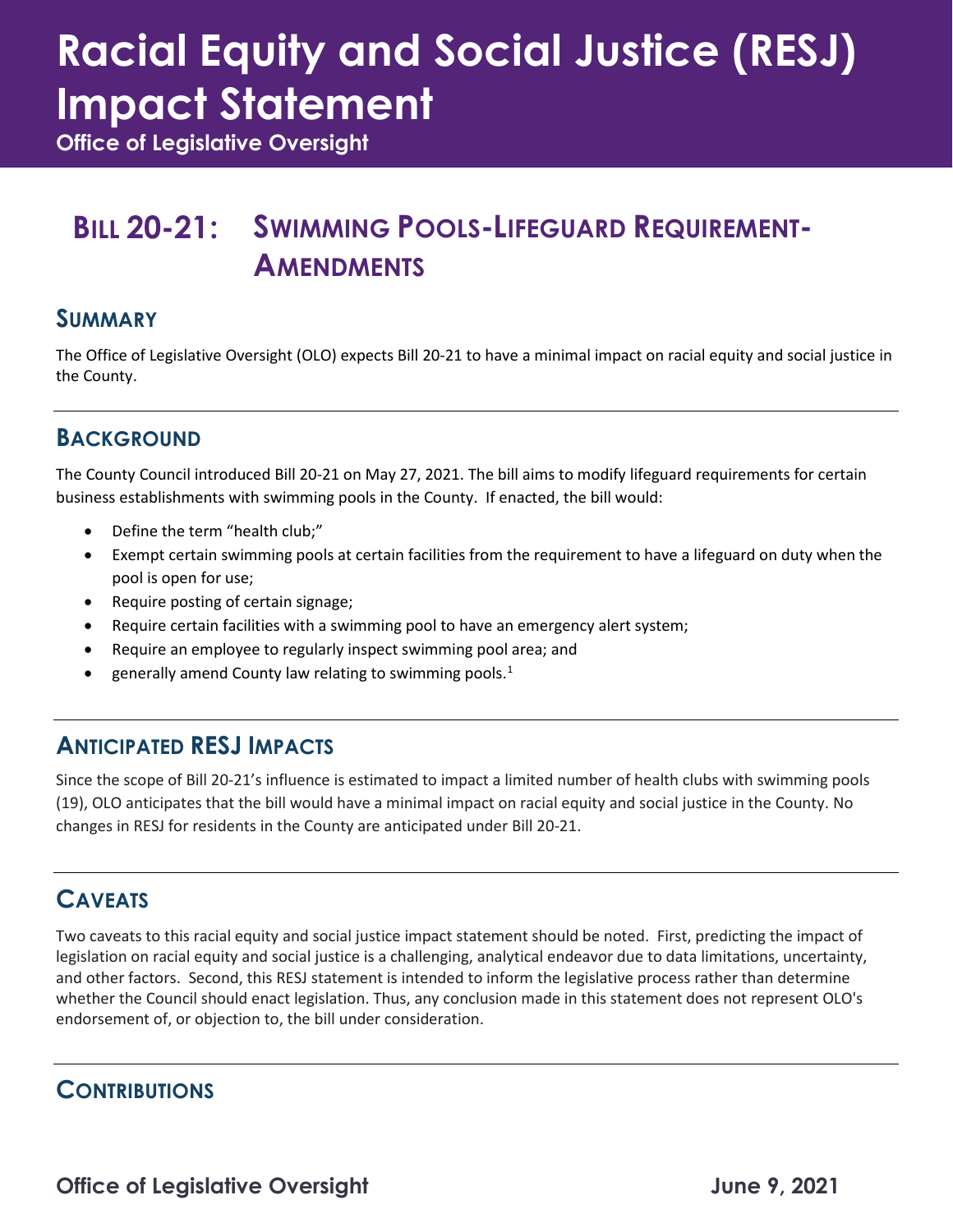# Racial Equity and Social Justice (RESJ) Impact Statement

**Office of Legislative Oversight**

## Bill 20-21: Swimming Pools-Lifeguard Requirement-Amendments

### Summary

The Office of Legislative Oversight (OLO) expects Bill 20-21 to have a minimal impact on racial equity and social justice in the County.

### Background

The County Council introduced Bill 20-21 on May 27, 2021. The bill aims to modify lifeguard requirements for certain business establishments with swimming pools in the County. If enacted, the bill would:

- Define the term "health club;"
- Exempt certain swimming pools at certain facilities from the requirement to have a lifeguard on duty when the pool is open for use;
- Require posting of certain signage;
- Require certain facilities with a swimming pool to have an emergency alert system;
- Require an employee to regularly inspect swimming pool area; and
- generally amend County law relating to swimming pools.[1]

### Anticipated RESJ Impacts

Since the scope of Bill 20-21's influence is estimated to impact a limited number of health clubs with swimming pools (19), OLO anticipates that the bill would have a minimal impact on racial equity and social justice in the County. No changes in RESJ for residents in the County are anticipated under Bill 20-21.

### Caveats

Two caveats to this racial equity and social justice impact statement should be noted. First, predicting the impact of legislation on racial equity and social justice is a challenging, analytical endeavor due to data limitations, uncertainty, and other factors. Second, this RESJ statement is intended to inform the legislative process rather than determine whether the Council should enact legislation. Thus, any conclusion made in this statement does not represent OLO's endorsement of, or objection to, the bill under consideration.

### Contributions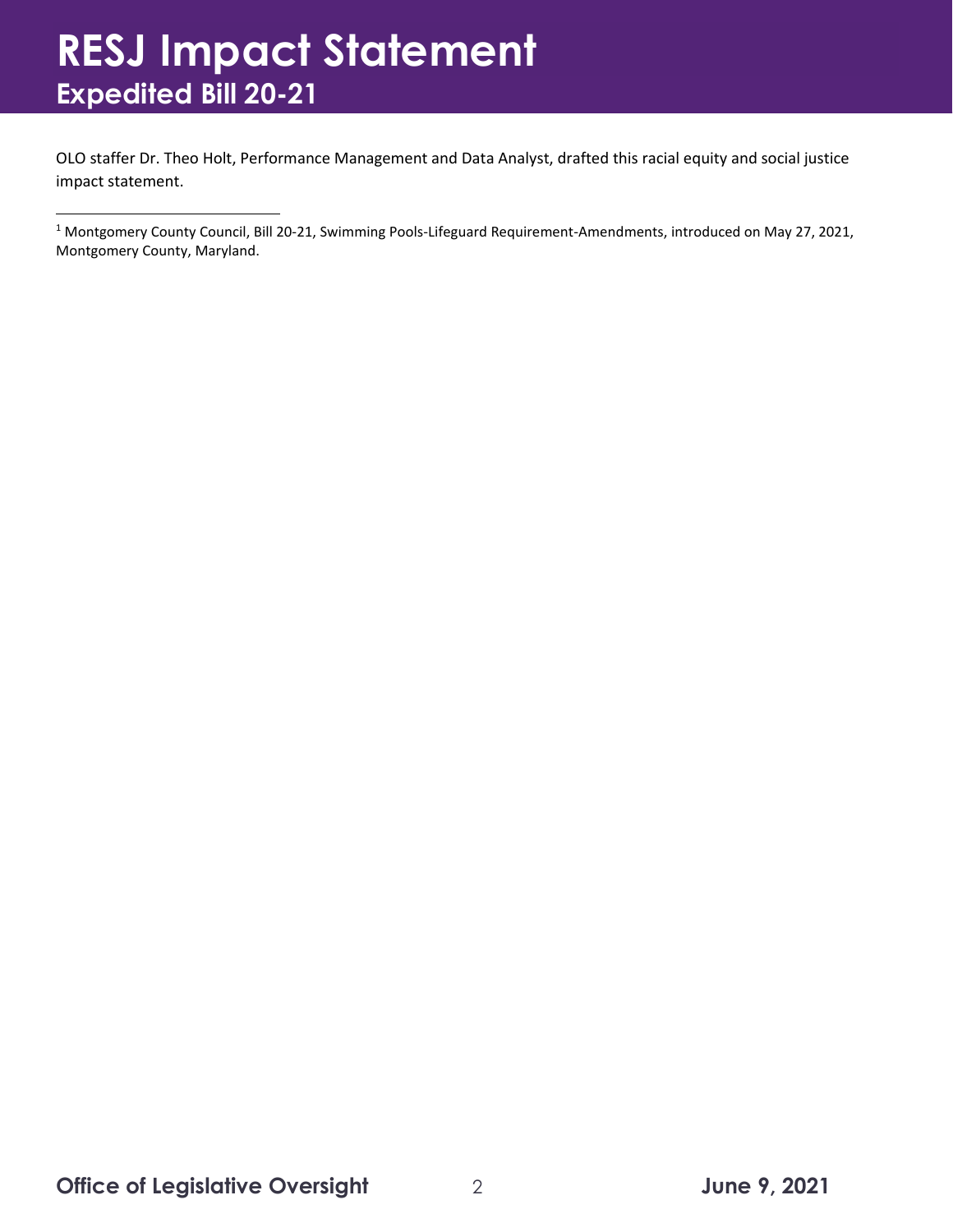OLO staffer Dr. Theo Holt, Performance Management and Data Analyst, drafted this racial equity and social justice impact statement.

---

[1] Montgomery County Council, Bill 20-21, Swimming Pools-Lifeguard Requirement-Amendments, introduced on May 27, 2021, Montgomery County, Maryland.